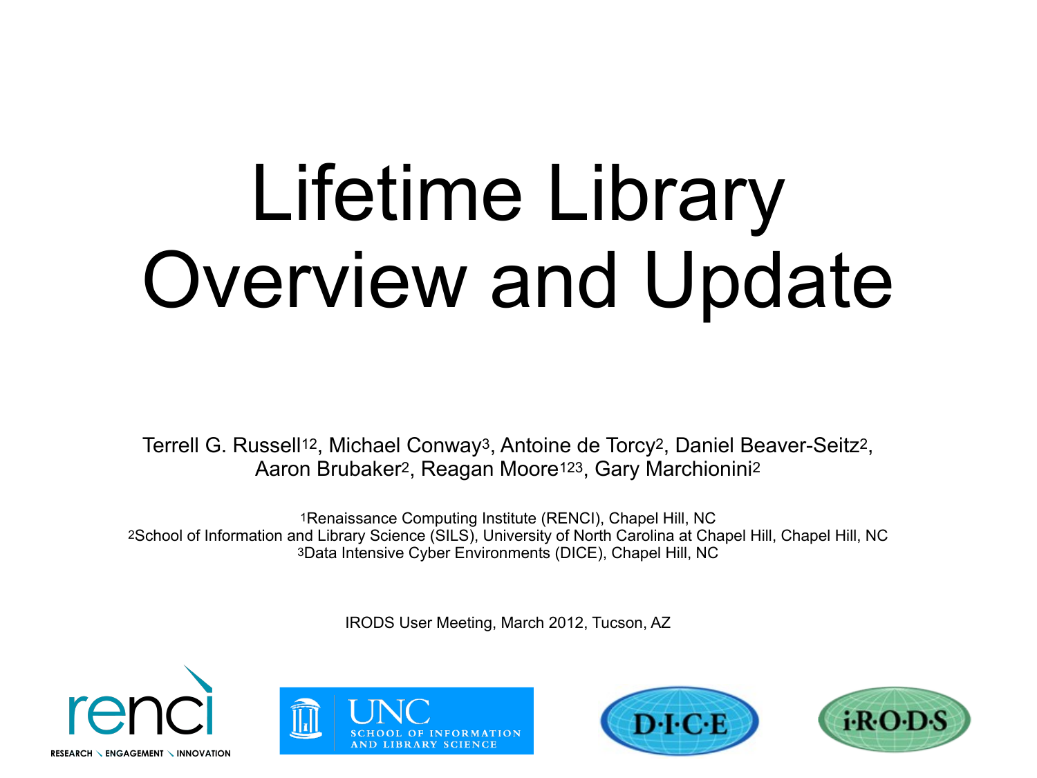# Lifetime Library Overview and Update

Terrell G. Russell[1,2], Michael Conway[3], Antoine de Torcy[2], Daniel Beaver-Seitz[2], Aaron Brubaker[2], Reagan Moore[1,2,3], Gary Marchionini[2]

[1]Renaissance Computing Institute (RENCI), Chapel Hill, NC
[2]School of Information and Library Science (SILS), University of North Carolina at Chapel Hill, Chapel Hill, NC
[3]Data Intensive Cyber Environments (DICE), Chapel Hill, NC

IRODS User Meeting, March 2012, Tucson, AZ

renci
RESEARCH ENGAGEMENT INNOVATION

UNC SCHOOL OF INFORMATION AND LIBRARY SCIENCE

D·I·C·E

i·R·O·D·S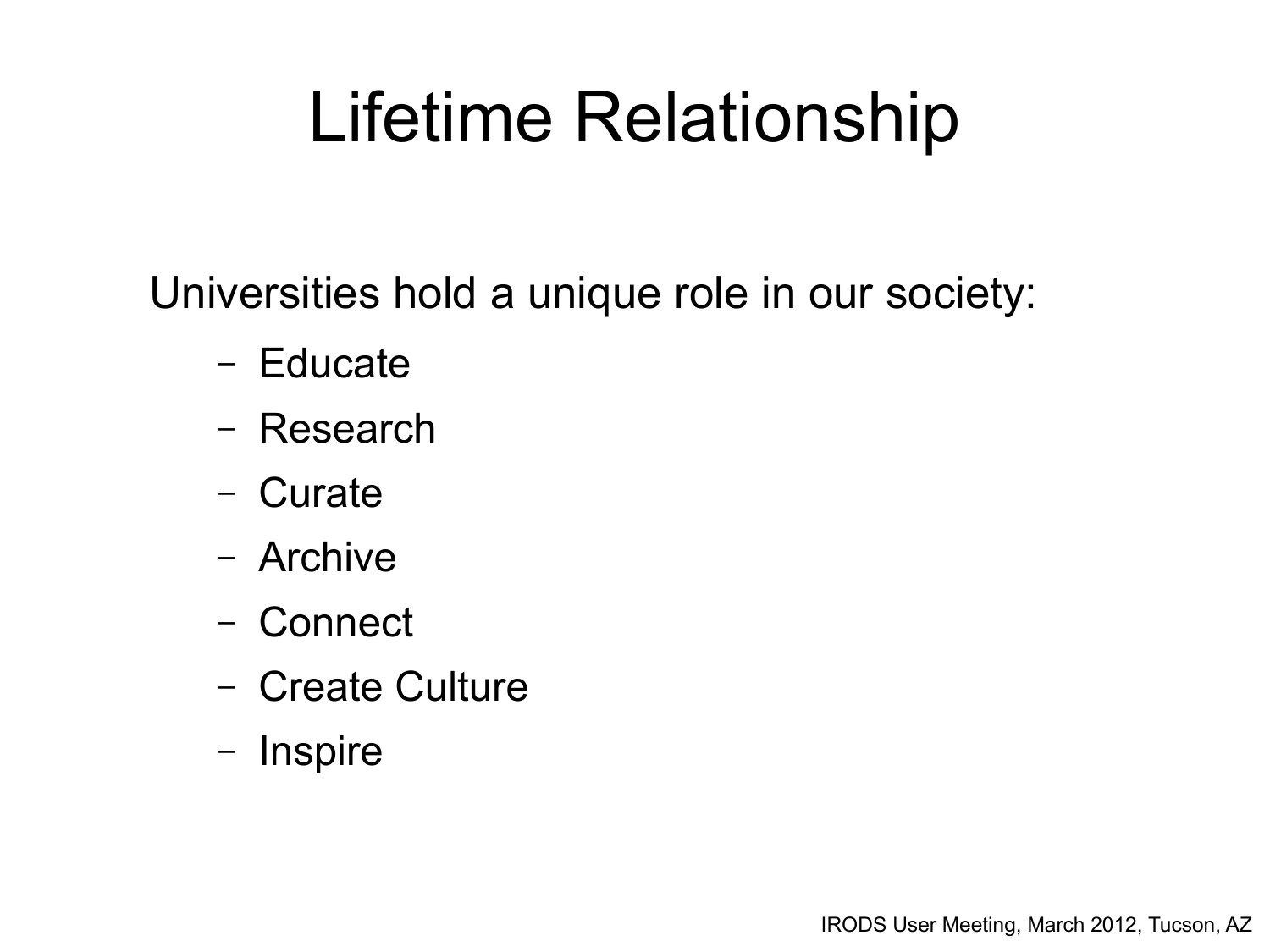# Lifetime Relationship

Universities hold a unique role in our society:

- Educate
- Research
- Curate
- Archive
- Connect
- Create Culture
- Inspire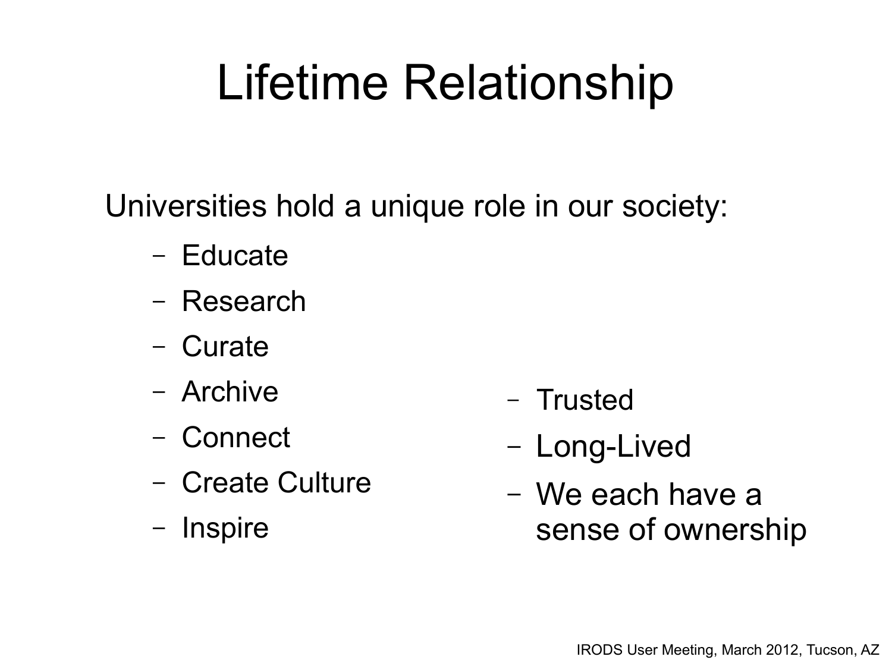# Lifetime Relationship

Universities hold a unique role in our society:

- Educate
- Research
- Curate
- Archive
- Connect
- Create Culture
- Inspire

- Trusted
- Long-Lived
- We each have a sense of ownership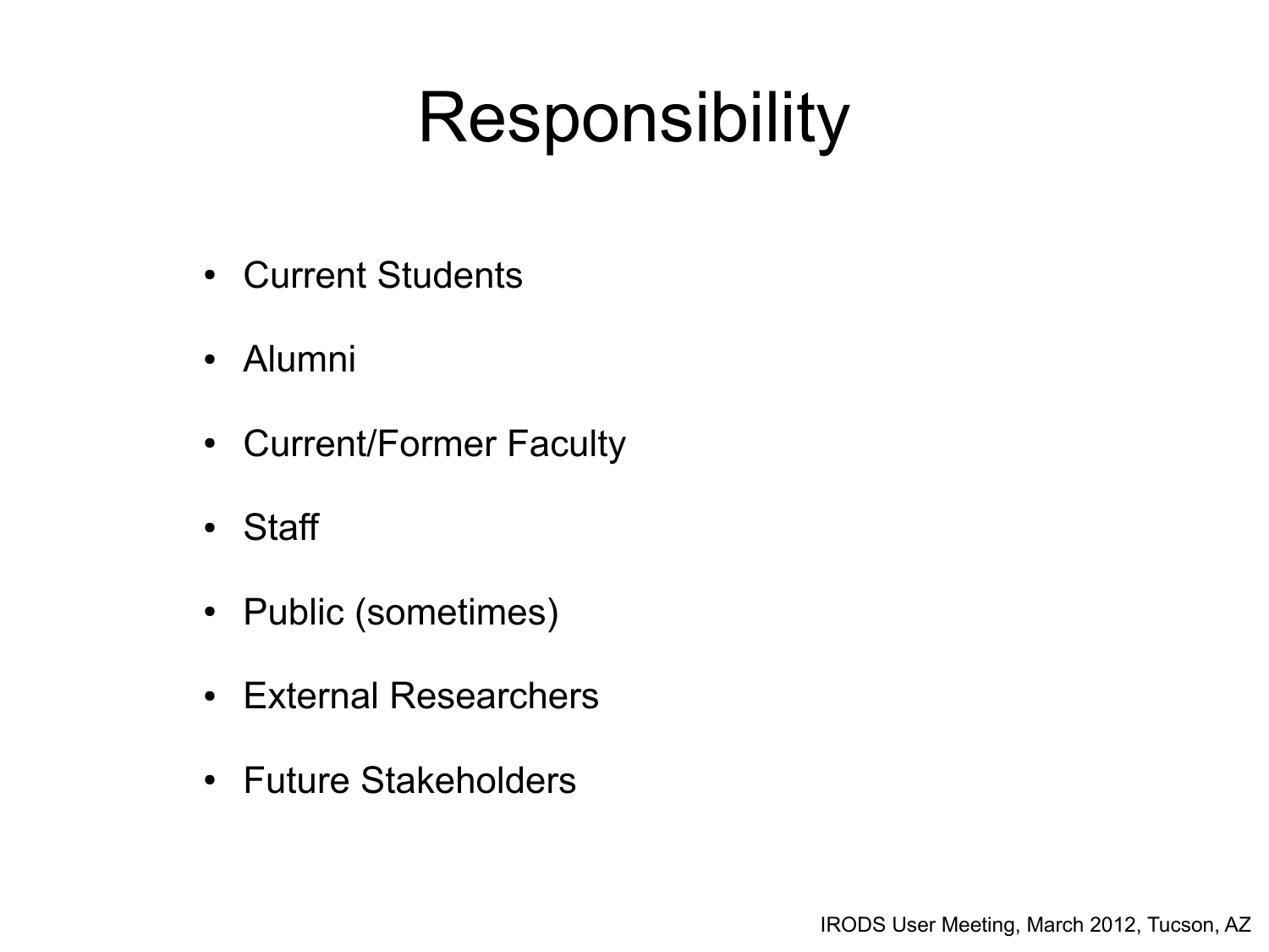# Responsibility

- Current Students
- Alumni
- Current/Former Faculty
- Staff
- Public (sometimes)
- External Researchers
- Future Stakeholders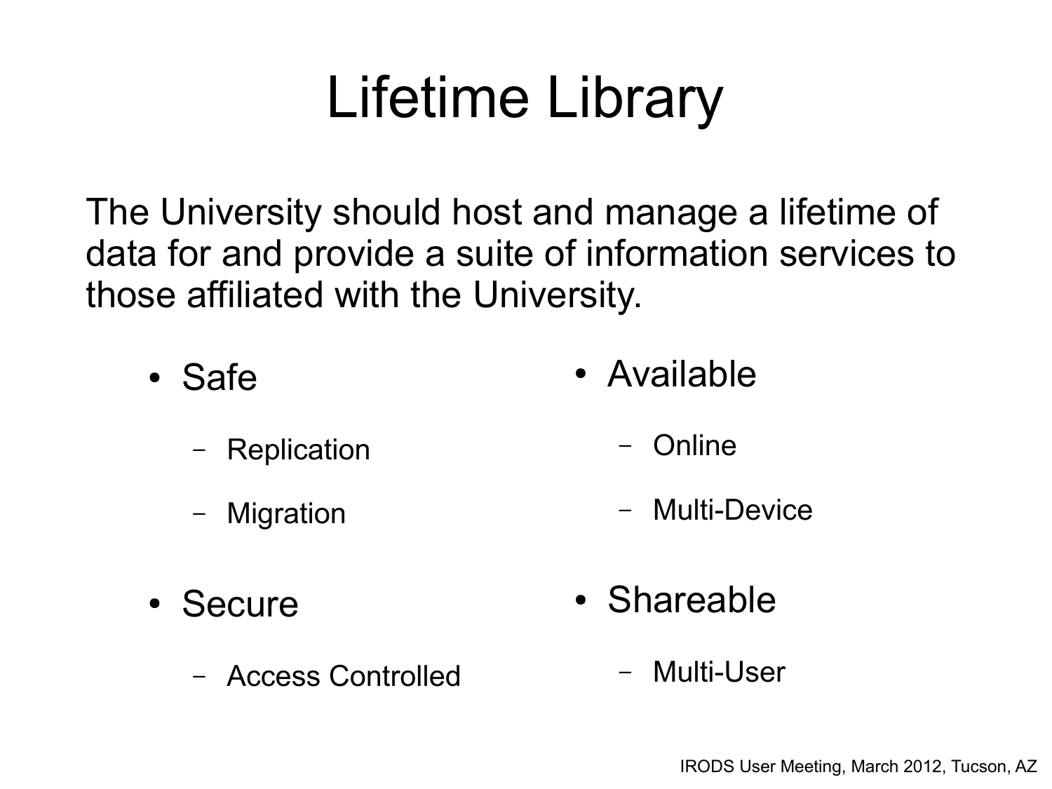# Lifetime Library

The University should host and manage a lifetime of data for and provide a suite of information services to those affiliated with the University.

- Safe
  - Replication
  - Migration
- Secure
  - Access Controlled
- Available
  - Online
  - Multi-Device
- Shareable
  - Multi-User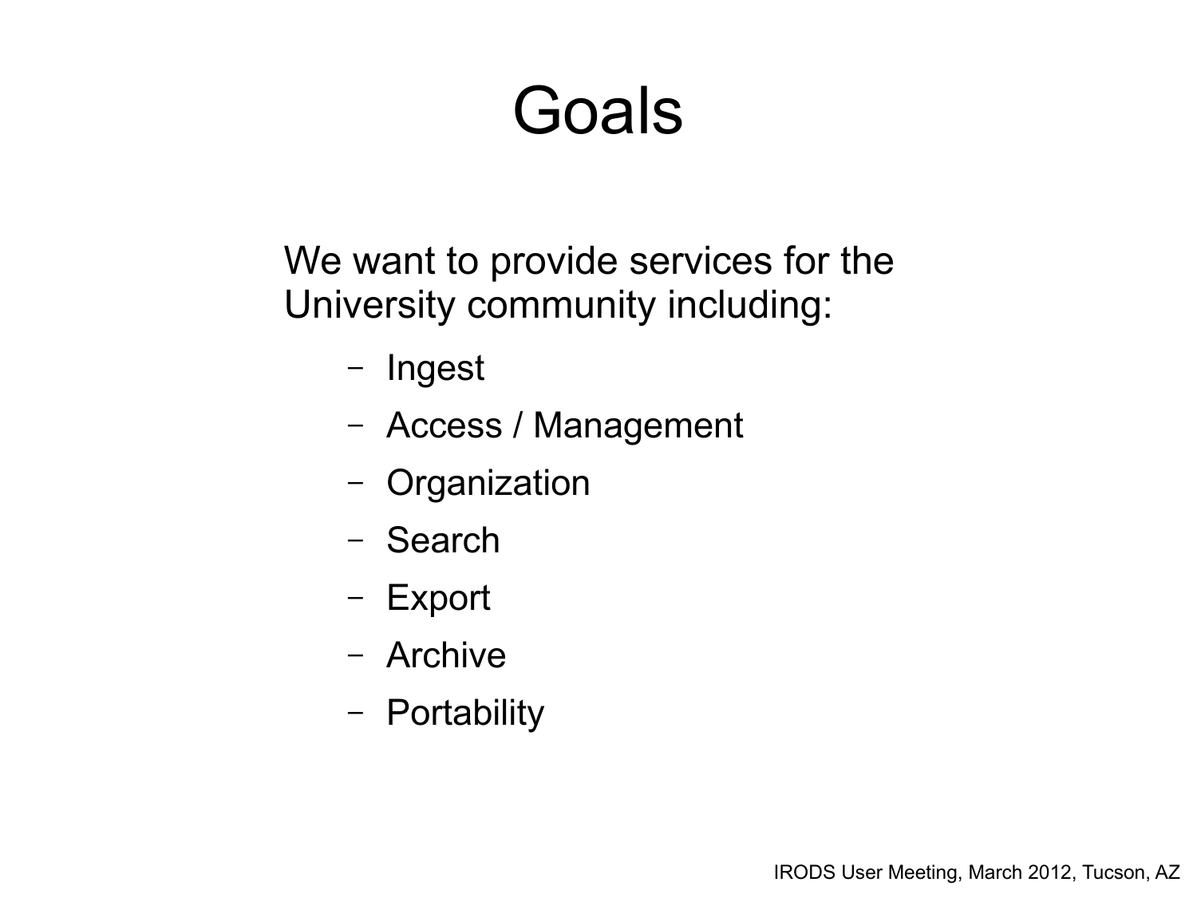# Goals

We want to provide services for the University community including:

- Ingest
- Access / Management
- Organization
- Search
- Export
- Archive
- Portability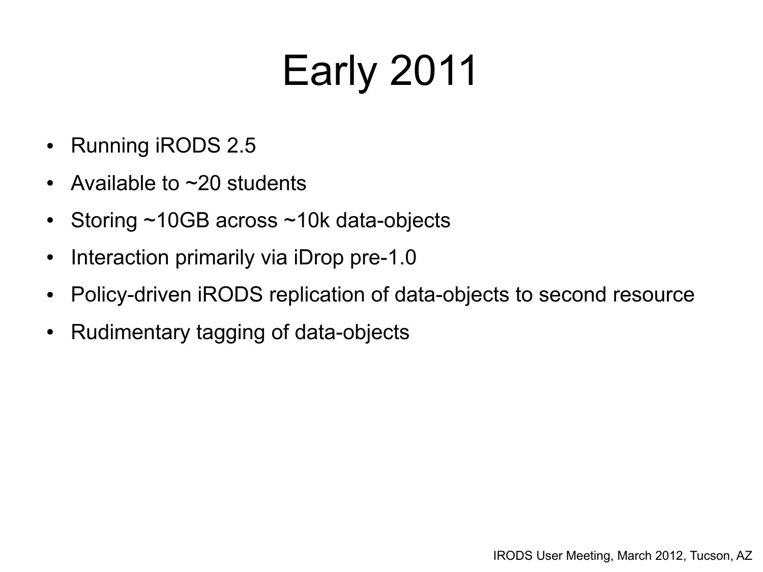# Early 2011

- Running iRODS 2.5
- Available to ~20 students
- Storing ~10GB across ~10k data-objects
- Interaction primarily via iDrop pre-1.0
- Policy-driven iRODS replication of data-objects to second resource
- Rudimentary tagging of data-objects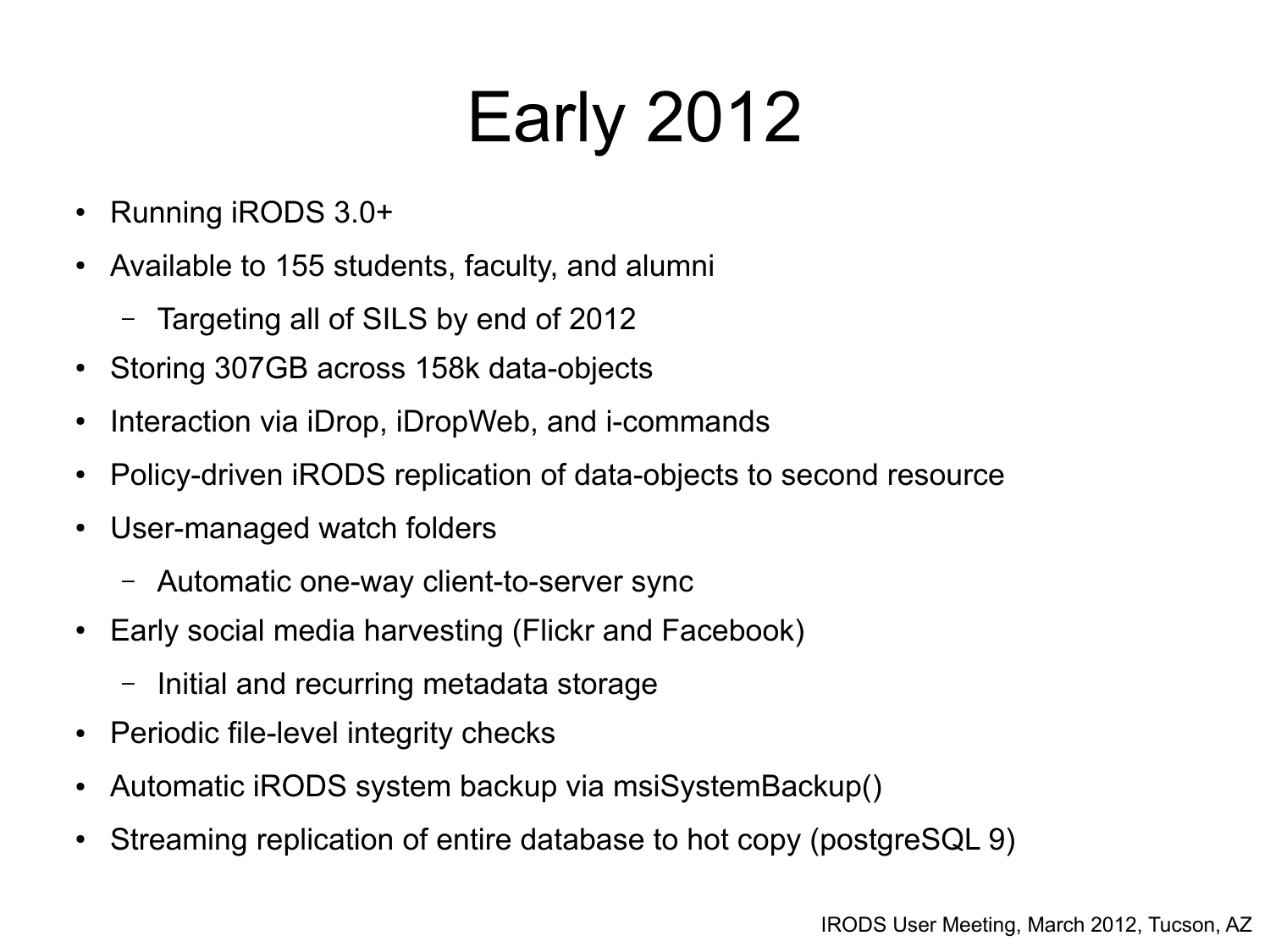# Early 2012

- Running iRODS 3.0+
- Available to 155 students, faculty, and alumni
  - Targeting all of SILS by end of 2012
- Storing 307GB across 158k data-objects
- Interaction via iDrop, iDropWeb, and i-commands
- Policy-driven iRODS replication of data-objects to second resource
- User-managed watch folders
  - Automatic one-way client-to-server sync
- Early social media harvesting (Flickr and Facebook)
  - Initial and recurring metadata storage
- Periodic file-level integrity checks
- Automatic iRODS system backup via msiSystemBackup()
- Streaming replication of entire database to hot copy (postgreSQL 9)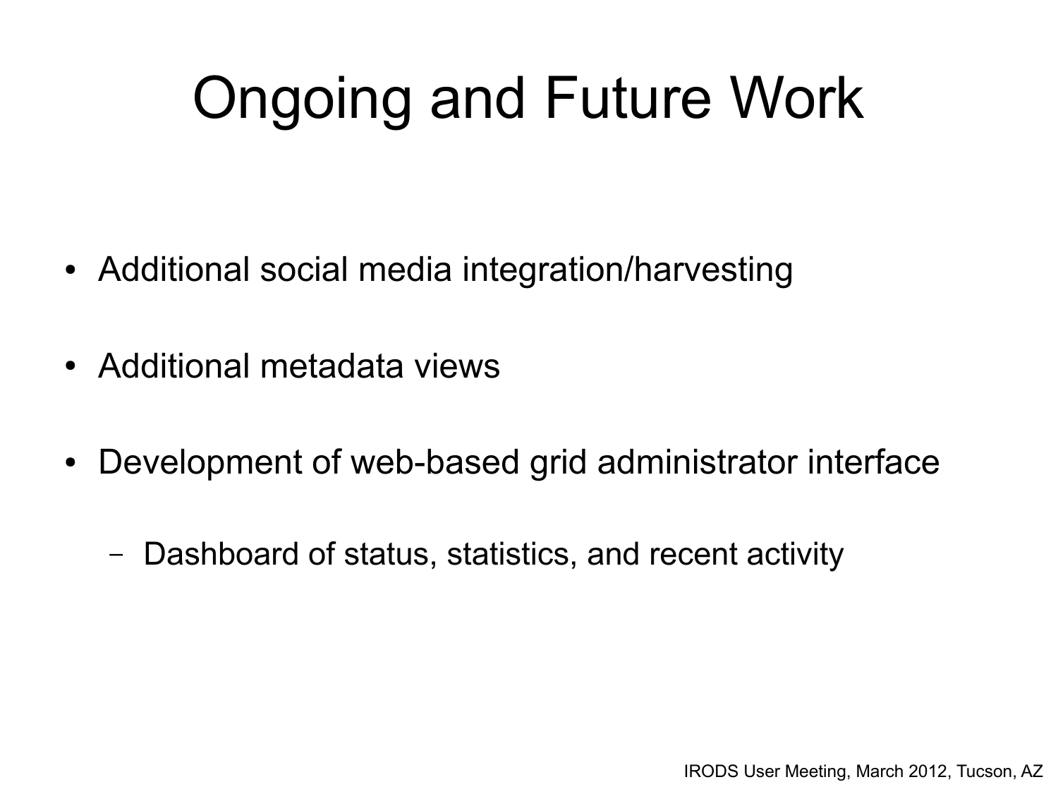# Ongoing and Future Work

- Additional social media integration/harvesting
- Additional metadata views
- Development of web-based grid administrator interface
  - Dashboard of status, statistics, and recent activity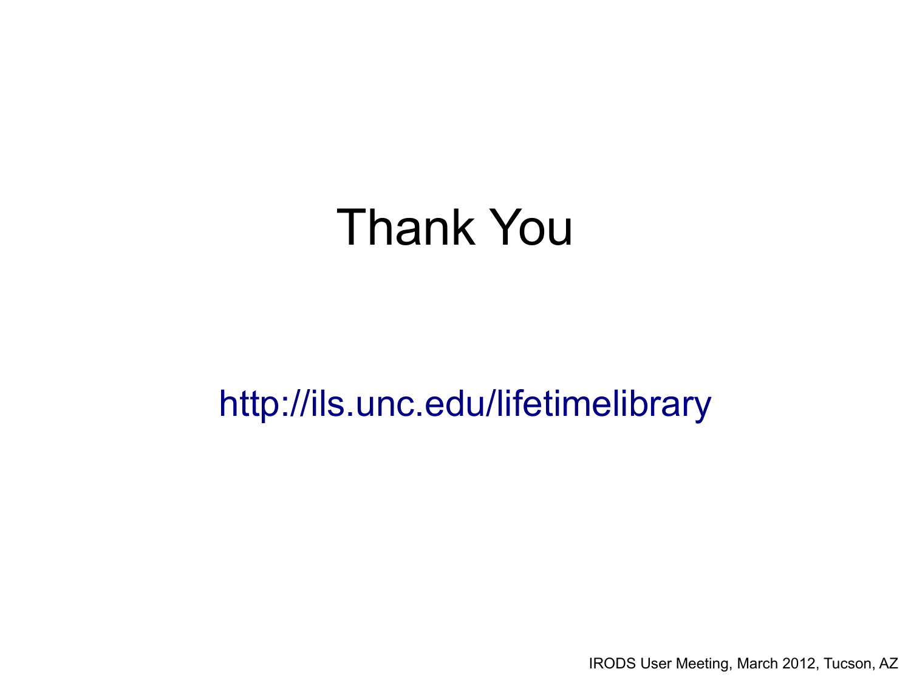# Thank You

http://ils.unc.edu/lifetimelibrary